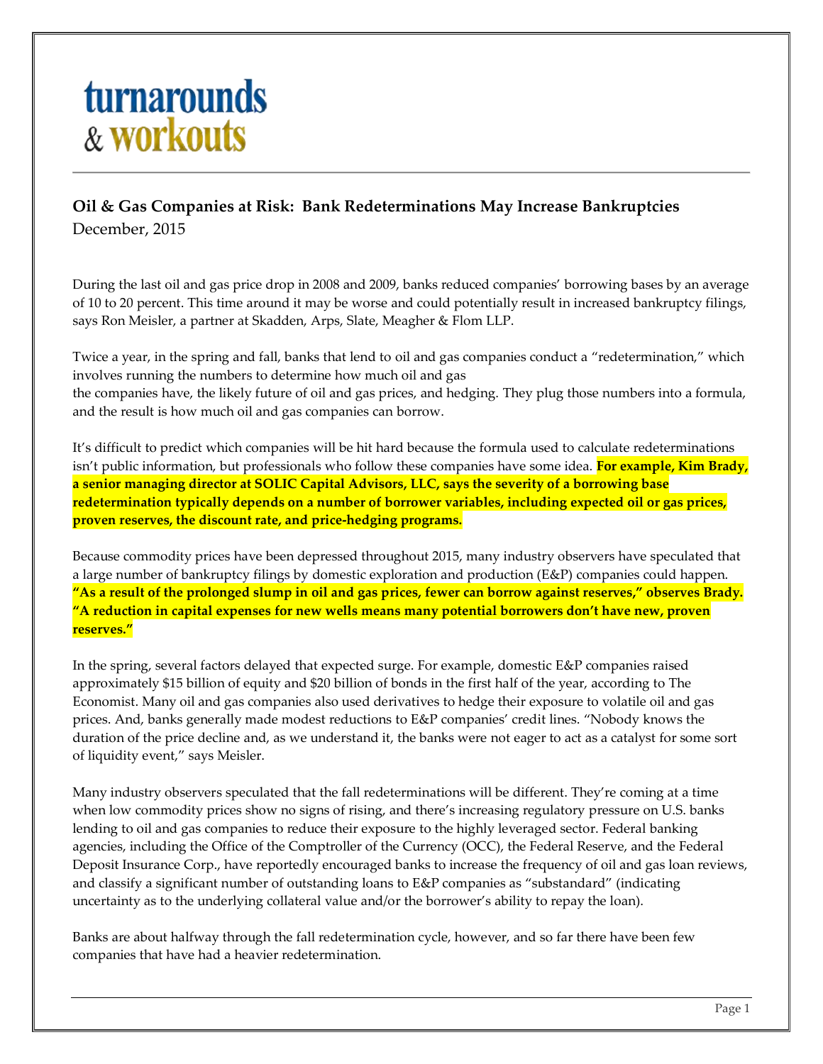turnarounds & workouts

## Oil & Gas Companies at Risk: Bank Redeterminations May Increase Bankruptcies

December, 2015

During the last oil and gas price drop in 2008 and 2009, banks reduced companies' borrowing bases by an average of 10 to 20 percent. This time around it may be worse and could potentially result in increased bankruptcy filings, says Ron Meisler, a partner at Skadden, Arps, Slate, Meagher & Flom LLP.

Twice a year, in the spring and fall, banks that lend to oil and gas companies conduct a "redetermination," which involves running the numbers to determine how much oil and gas the companies have, the likely future of oil and gas prices, and hedging. They plug those numbers into a formula, and the result is how much oil and gas companies can borrow.

It's difficult to predict which companies will be hit hard because the formula used to calculate redeterminations isn't public information, but professionals who follow these companies have some idea. **For example, Kim Brady, a senior managing director at SOLIC Capital Advisors, LLC, says the severity of a borrowing base redetermination typically depends on a number of borrower variables, including expected oil or gas prices, proven reserves, the discount rate, and price-hedging programs.**

Because commodity prices have been depressed throughout 2015, many industry observers have speculated that a large number of bankruptcy filings by domestic exploration and production (E&P) companies could happen. **"As a result of the prolonged slump in oil and gas prices, fewer can borrow against reserves," observes Brady. "A reduction in capital expenses for new wells means many potential borrowers don't have new, proven reserves."**

In the spring, several factors delayed that expected surge. For example, domestic E&P companies raised approximately $15 billion of equity and $20 billion of bonds in the first half of the year, according to The Economist. Many oil and gas companies also used derivatives to hedge their exposure to volatile oil and gas prices. And, banks generally made modest reductions to E&P companies' credit lines. "Nobody knows the duration of the price decline and, as we understand it, the banks were not eager to act as a catalyst for some sort of liquidity event," says Meisler.

Many industry observers speculated that the fall redeterminations will be different. They're coming at a time when low commodity prices show no signs of rising, and there's increasing regulatory pressure on U.S. banks lending to oil and gas companies to reduce their exposure to the highly leveraged sector. Federal banking agencies, including the Office of the Comptroller of the Currency (OCC), the Federal Reserve, and the Federal Deposit Insurance Corp., have reportedly encouraged banks to increase the frequency of oil and gas loan reviews, and classify a significant number of outstanding loans to E&P companies as "substandard" (indicating uncertainty as to the underlying collateral value and/or the borrower's ability to repay the loan).

Banks are about halfway through the fall redetermination cycle, however, and so far there have been few companies that have had a heavier redetermination.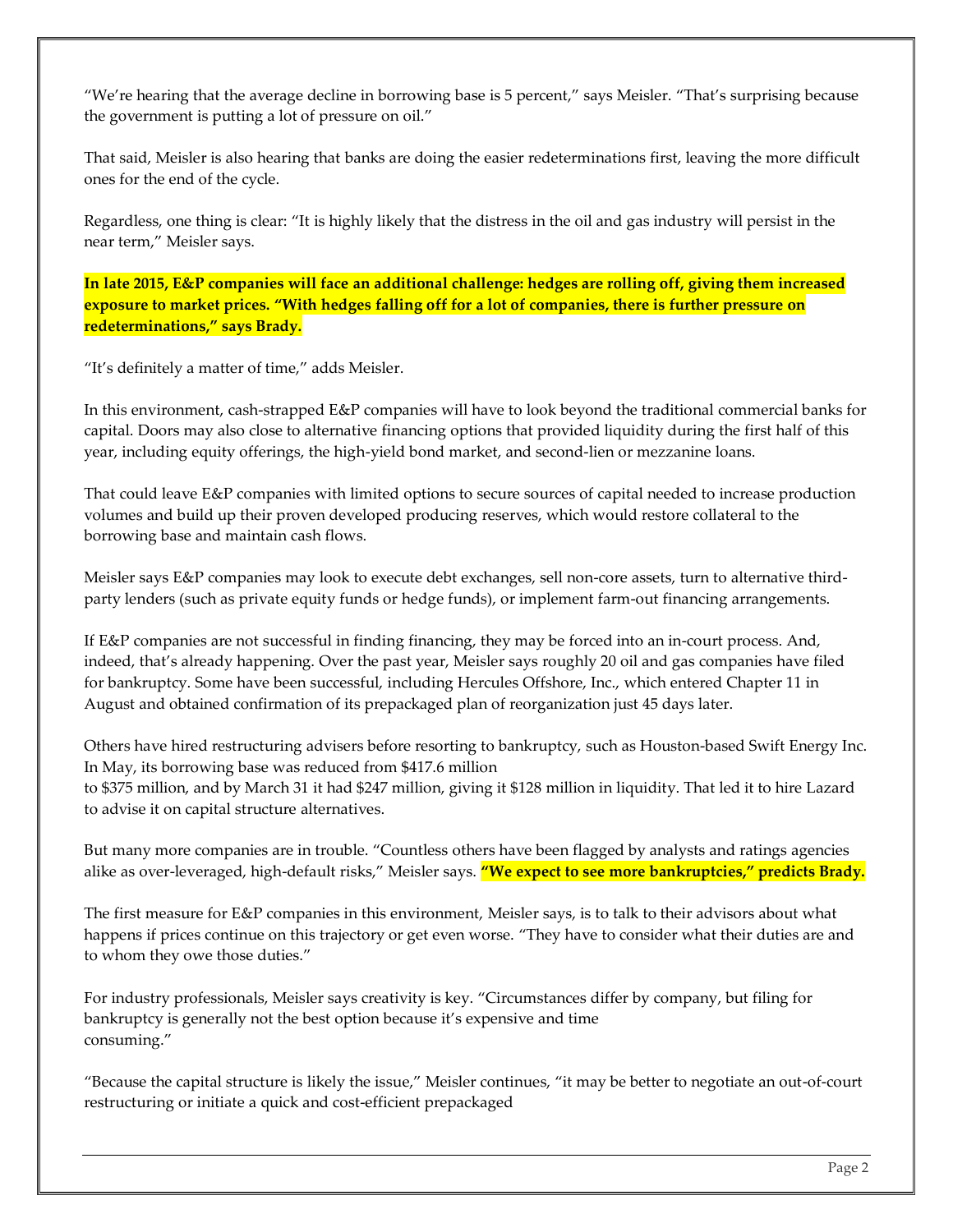"We're hearing that the average decline in borrowing base is 5 percent," says Meisler. "That's surprising because the government is putting a lot of pressure on oil."

That said, Meisler is also hearing that banks are doing the easier redeterminations first, leaving the more difficult ones for the end of the cycle.

Regardless, one thing is clear: "It is highly likely that the distress in the oil and gas industry will persist in the near term," Meisler says.

**In late 2015, E&P companies will face an additional challenge: hedges are rolling off, giving them increased exposure to market prices. "With hedges falling off for a lot of companies, there is further pressure on redeterminations," says Brady.**

"It's definitely a matter of time," adds Meisler.

In this environment, cash-strapped E&P companies will have to look beyond the traditional commercial banks for capital. Doors may also close to alternative financing options that provided liquidity during the first half of this year, including equity offerings, the high-yield bond market, and second-lien or mezzanine loans.

That could leave E&P companies with limited options to secure sources of capital needed to increase production volumes and build up their proven developed producing reserves, which would restore collateral to the borrowing base and maintain cash flows.

Meisler says E&P companies may look to execute debt exchanges, sell non-core assets, turn to alternative third-party lenders (such as private equity funds or hedge funds), or implement farm-out financing arrangements.

If E&P companies are not successful in finding financing, they may be forced into an in-court process. And, indeed, that's already happening. Over the past year, Meisler says roughly 20 oil and gas companies have filed for bankruptcy. Some have been successful, including Hercules Offshore, Inc., which entered Chapter 11 in August and obtained confirmation of its prepackaged plan of reorganization just 45 days later.

Others have hired restructuring advisers before resorting to bankruptcy, such as Houston-based Swift Energy Inc. In May, its borrowing base was reduced from $417.6 million to $375 million, and by March 31 it had $247 million, giving it $128 million in liquidity. That led it to hire Lazard to advise it on capital structure alternatives.

But many more companies are in trouble. "Countless others have been flagged by analysts and ratings agencies alike as over-leveraged, high-default risks," Meisler says. **"We expect to see more bankruptcies," predicts Brady.**

The first measure for E&P companies in this environment, Meisler says, is to talk to their advisors about what happens if prices continue on this trajectory or get even worse. "They have to consider what their duties are and to whom they owe those duties."

For industry professionals, Meisler says creativity is key. "Circumstances differ by company, but filing for bankruptcy is generally not the best option because it's expensive and time consuming."

"Because the capital structure is likely the issue," Meisler continues, "it may be better to negotiate an out-of-court restructuring or initiate a quick and cost-efficient prepackaged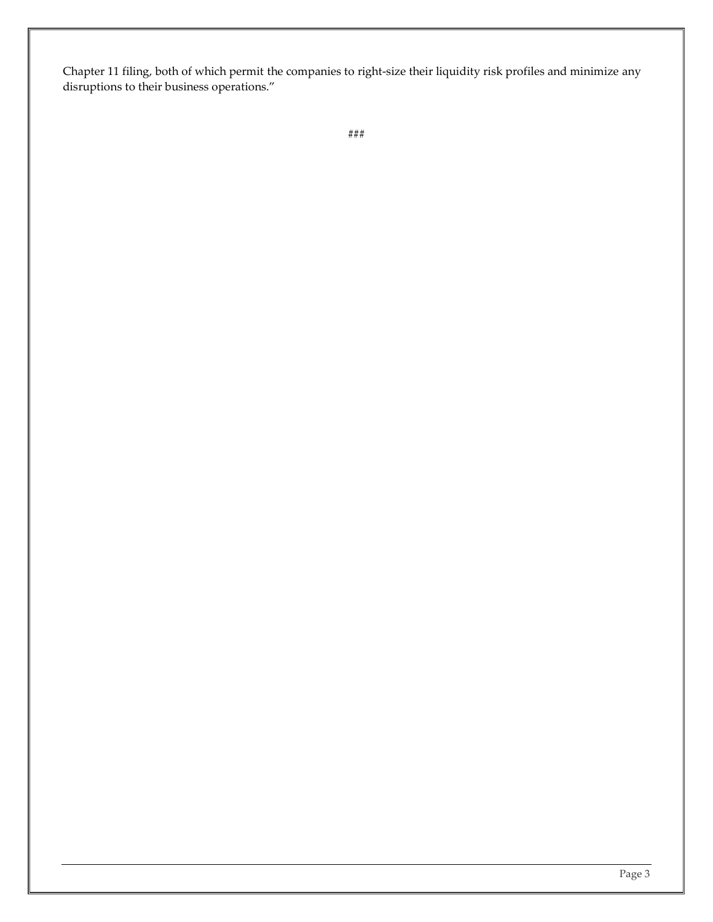Chapter 11 filing, both of which permit the companies to right-size their liquidity risk profiles and minimize any disruptions to their business operations."

###